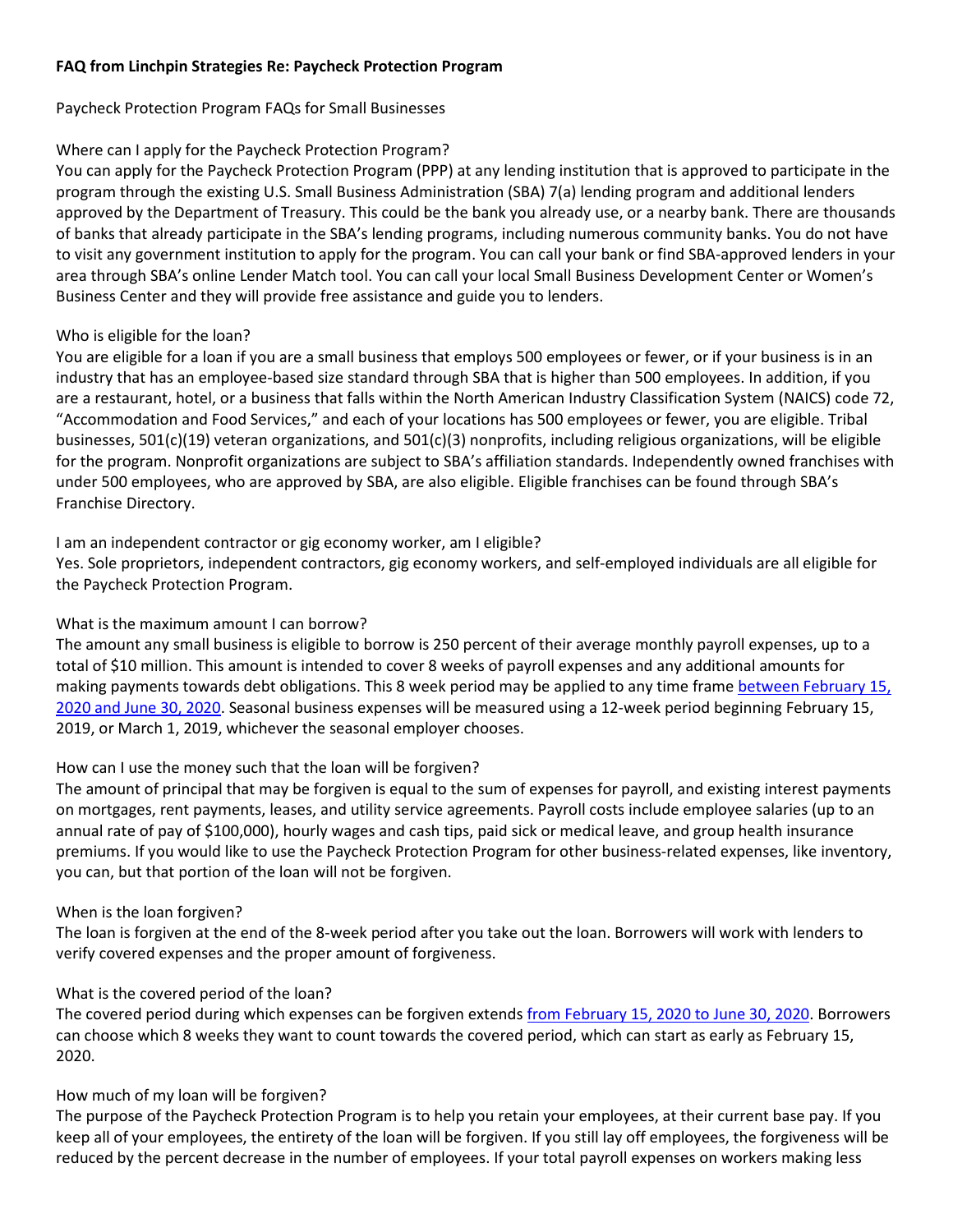**FAQ from Linchpin Strategies Re: Paycheck Protection Program**

Paycheck Protection Program FAQs for Small Businesses

Where can I apply for the Paycheck Protection Program?

You can apply for the Paycheck Protection Program (PPP) at any lending institution that is approved to participate in the program through the existing U.S. Small Business Administration (SBA) 7(a) lending program and additional lenders approved by the Department of Treasury. This could be the bank you already use, or a nearby bank. There are thousands of banks that already participate in the SBA's lending programs, including numerous community banks. You do not have to visit any government institution to apply for the program. You can call your bank or find SBA-approved lenders in your area through SBA's online Lender Match tool. You can call your local Small Business Development Center or Women's Business Center and they will provide free assistance and guide you to lenders.

Who is eligible for the loan?

You are eligible for a loan if you are a small business that employs 500 employees or fewer, or if your business is in an industry that has an employee-based size standard through SBA that is higher than 500 employees. In addition, if you are a restaurant, hotel, or a business that falls within the North American Industry Classification System (NAICS) code 72, "Accommodation and Food Services," and each of your locations has 500 employees or fewer, you are eligible. Tribal businesses, 501(c)(19) veteran organizations, and 501(c)(3) nonprofits, including religious organizations, will be eligible for the program. Nonprofit organizations are subject to SBA's affiliation standards. Independently owned franchises with under 500 employees, who are approved by SBA, are also eligible. Eligible franchises can be found through SBA's Franchise Directory.

I am an independent contractor or gig economy worker, am I eligible?

Yes. Sole proprietors, independent contractors, gig economy workers, and self-employed individuals are all eligible for the Paycheck Protection Program.

What is the maximum amount I can borrow?

The amount any small business is eligible to borrow is 250 percent of their average monthly payroll expenses, up to a total of $10 million. This amount is intended to cover 8 weeks of payroll expenses and any additional amounts for making payments towards debt obligations. This 8 week period may be applied to any time frame between February 15, 2020 and June 30, 2020. Seasonal business expenses will be measured using a 12-week period beginning February 15, 2019, or March 1, 2019, whichever the seasonal employer chooses.

How can I use the money such that the loan will be forgiven?

The amount of principal that may be forgiven is equal to the sum of expenses for payroll, and existing interest payments on mortgages, rent payments, leases, and utility service agreements. Payroll costs include employee salaries (up to an annual rate of pay of $100,000), hourly wages and cash tips, paid sick or medical leave, and group health insurance premiums. If you would like to use the Paycheck Protection Program for other business-related expenses, like inventory, you can, but that portion of the loan will not be forgiven.

When is the loan forgiven?

The loan is forgiven at the end of the 8-week period after you take out the loan. Borrowers will work with lenders to verify covered expenses and the proper amount of forgiveness.

What is the covered period of the loan?

The covered period during which expenses can be forgiven extends from February 15, 2020 to June 30, 2020. Borrowers can choose which 8 weeks they want to count towards the covered period, which can start as early as February 15, 2020.

How much of my loan will be forgiven?

The purpose of the Paycheck Protection Program is to help you retain your employees, at their current base pay. If you keep all of your employees, the entirety of the loan will be forgiven. If you still lay off employees, the forgiveness will be reduced by the percent decrease in the number of employees. If your total payroll expenses on workers making less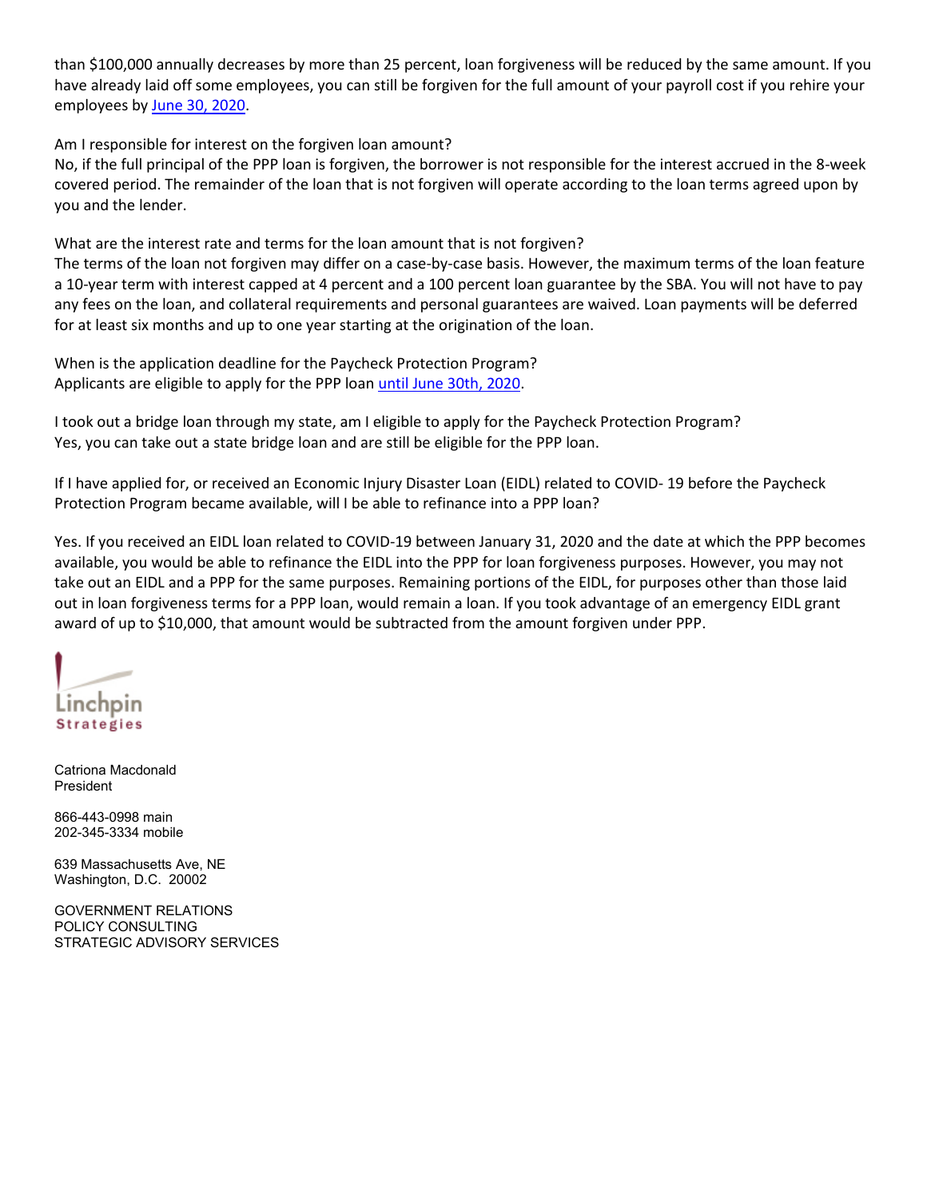than $100,000 annually decreases by more than 25 percent, loan forgiveness will be reduced by the same amount. If you have already laid off some employees, you can still be forgiven for the full amount of your payroll cost if you rehire your employees by June 30, 2020.

Am I responsible for interest on the forgiven loan amount?
No, if the full principal of the PPP loan is forgiven, the borrower is not responsible for the interest accrued in the 8-week covered period. The remainder of the loan that is not forgiven will operate according to the loan terms agreed upon by you and the lender.

What are the interest rate and terms for the loan amount that is not forgiven?
The terms of the loan not forgiven may differ on a case-by-case basis. However, the maximum terms of the loan feature a 10-year term with interest capped at 4 percent and a 100 percent loan guarantee by the SBA. You will not have to pay any fees on the loan, and collateral requirements and personal guarantees are waived. Loan payments will be deferred for at least six months and up to one year starting at the origination of the loan.

When is the application deadline for the Paycheck Protection Program?
Applicants are eligible to apply for the PPP loan until June 30th, 2020.

I took out a bridge loan through my state, am I eligible to apply for the Paycheck Protection Program?
Yes, you can take out a state bridge loan and are still be eligible for the PPP loan.

If I have applied for, or received an Economic Injury Disaster Loan (EIDL) related to COVID- 19 before the Paycheck Protection Program became available, will I be able to refinance into a PPP loan?

Yes. If you received an EIDL loan related to COVID-19 between January 31, 2020 and the date at which the PPP becomes available, you would be able to refinance the EIDL into the PPP for loan forgiveness purposes. However, you may not take out an EIDL and a PPP for the same purposes. Remaining portions of the EIDL, for purposes other than those laid out in loan forgiveness terms for a PPP loan, would remain a loan. If you took advantage of an emergency EIDL grant award of up to $10,000, that amount would be subtracted from the amount forgiven under PPP.

Linchpin
Strategies

Catriona Macdonald
President

866-443-0998 main
202-345-3334 mobile

639 Massachusetts Ave, NE
Washington, D.C. 20002

GOVERNMENT RELATIONS
POLICY CONSULTING
STRATEGIC ADVISORY SERVICES